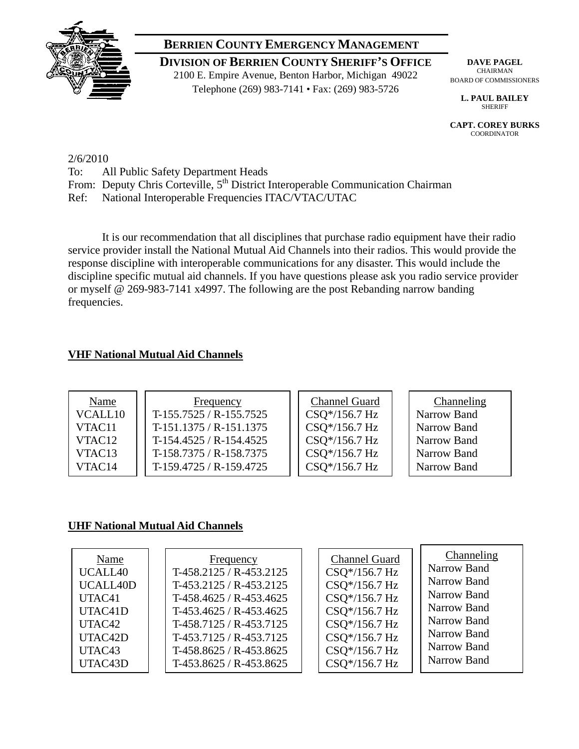# BERRIEN COUNTY EMERGENCY MANAGEMENT

**DIVISION OF BERRIEN COUNTY SHERIFF'S OFFICE**

2100 E. Empire Avenue, Benton Harbor, Michigan 49022

Telephone (269) 983-7141 • Fax: (269) 983-5726

**DAVE PAGEL**
CHAIRMAN
BOARD OF COMMISSIONERS

**L. PAUL BAILEY**
SHERIFF

**CAPT. COREY BURKS**
COORDINATOR

2/6/2010

To: All Public Safety Department Heads

From: Deputy Chris Corteville, 5th District Interoperable Communication Chairman

Ref: National Interoperable Frequencies ITAC/VTAC/UTAC

It is our recommendation that all disciplines that purchase radio equipment have their radio service provider install the National Mutual Aid Channels into their radios. This would provide the response discipline with interoperable communications for any disaster. This would include the discipline specific mutual aid channels. If you have questions please ask you radio service provider or myself @ 269-983-7141 x4997. The following are the post Rebanding narrow banding frequencies.

**VHF National Mutual Aid Channels**

| Name | Frequency | Channel Guard | Channeling |
|---|---|---|---|
| VCALL10 | T-155.7525 / R-155.7525 | CSQ*/156.7 Hz | Narrow Band |
| VTAC11 | T-151.1375 / R-151.1375 | CSQ*/156.7 Hz | Narrow Band |
| VTAC12 | T-154.4525 / R-154.4525 | CSQ*/156.7 Hz | Narrow Band |
| VTAC13 | T-158.7375 / R-158.7375 | CSQ*/156.7 Hz | Narrow Band |
| VTAC14 | T-159.4725 / R-159.4725 | CSQ*/156.7 Hz | Narrow Band |

**UHF National Mutual Aid Channels**

| Name | Frequency | Channel Guard | Channeling |
|---|---|---|---|
| UCALL40 | T-458.2125 / R-453.2125 | CSQ*/156.7 Hz | Narrow Band |
| UCALL40D | T-453.2125 / R-453.2125 | CSQ*/156.7 Hz | Narrow Band |
| UTAC41 | T-458.4625 / R-453.4625 | CSQ*/156.7 Hz | Narrow Band |
| UTAC41D | T-453.4625 / R-453.4625 | CSQ*/156.7 Hz | Narrow Band |
| UTAC42 | T-458.7125 / R-453.7125 | CSQ*/156.7 Hz | Narrow Band |
| UTAC42D | T-453.7125 / R-453.7125 | CSQ*/156.7 Hz | Narrow Band |
| UTAC43 | T-458.8625 / R-453.8625 | CSQ*/156.7 Hz | Narrow Band |
| UTAC43D | T-453.8625 / R-453.8625 | CSQ*/156.7 Hz | Narrow Band |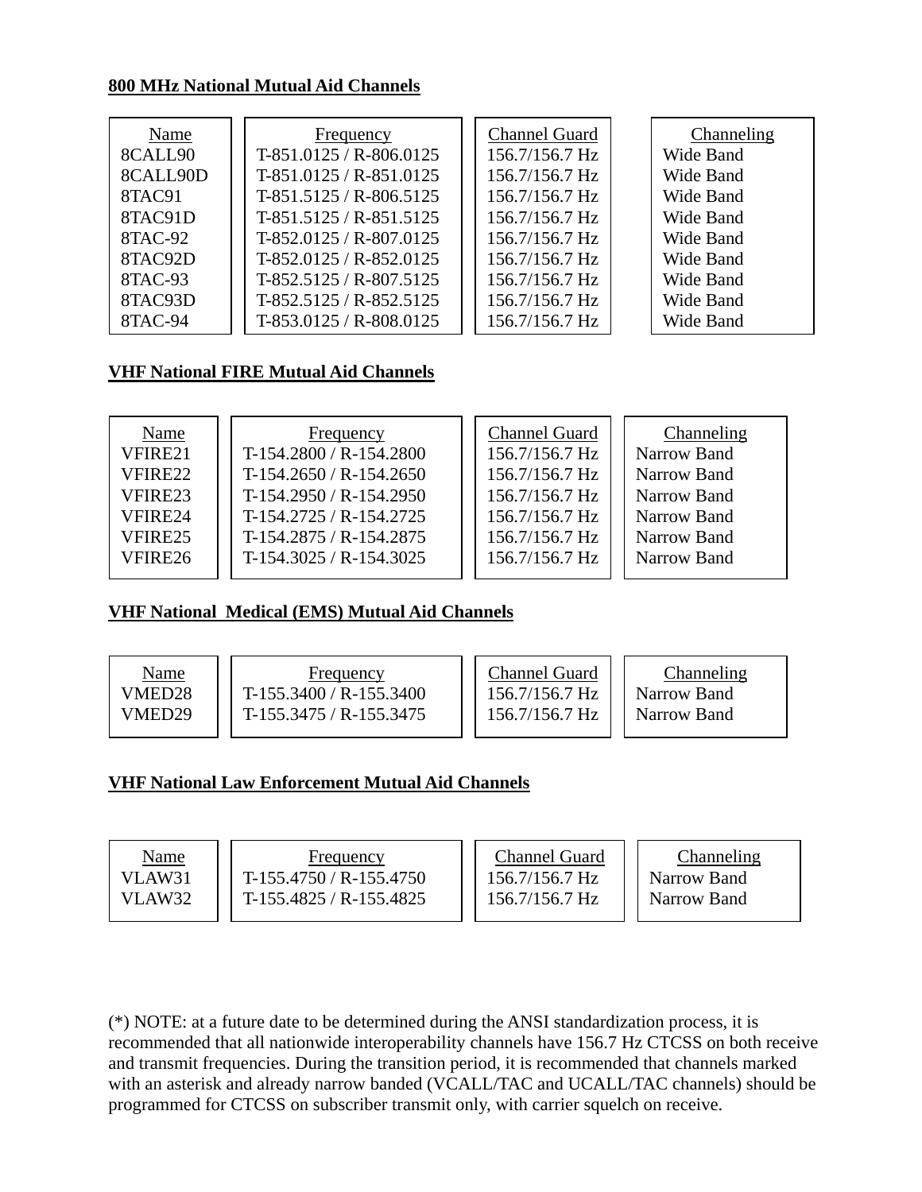**800 MHz National Mutual Aid Channels**

| Name | Frequency | Channel Guard | Channeling |
|---|---|---|---|
| 8CALL90 | T-851.0125 / R-806.0125 | 156.7/156.7 Hz | Wide Band |
| 8CALL90D | T-851.0125 / R-851.0125 | 156.7/156.7 Hz | Wide Band |
| 8TAC91 | T-851.5125 / R-806.5125 | 156.7/156.7 Hz | Wide Band |
| 8TAC91D | T-851.5125 / R-851.5125 | 156.7/156.7 Hz | Wide Band |
| 8TAC-92 | T-852.0125 / R-807.0125 | 156.7/156.7 Hz | Wide Band |
| 8TAC92D | T-852.0125 / R-852.0125 | 156.7/156.7 Hz | Wide Band |
| 8TAC-93 | T-852.5125 / R-807.5125 | 156.7/156.7 Hz | Wide Band |
| 8TAC93D | T-852.5125 / R-852.5125 | 156.7/156.7 Hz | Wide Band |
| 8TAC-94 | T-853.0125 / R-808.0125 | 156.7/156.7 Hz | Wide Band |

**VHF National FIRE Mutual Aid Channels**

| Name | Frequency | Channel Guard | Channeling |
|---|---|---|---|
| VFIRE21 | T-154.2800 / R-154.2800 | 156.7/156.7 Hz | Narrow Band |
| VFIRE22 | T-154.2650 / R-154.2650 | 156.7/156.7 Hz | Narrow Band |
| VFIRE23 | T-154.2950 / R-154.2950 | 156.7/156.7 Hz | Narrow Band |
| VFIRE24 | T-154.2725 / R-154.2725 | 156.7/156.7 Hz | Narrow Band |
| VFIRE25 | T-154.2875 / R-154.2875 | 156.7/156.7 Hz | Narrow Band |
| VFIRE26 | T-154.3025 / R-154.3025 | 156.7/156.7 Hz | Narrow Band |

**VHF National Medical (EMS) Mutual Aid Channels**

| Name | Frequency | Channel Guard | Channeling |
|---|---|---|---|
| VMED28 | T-155.3400 / R-155.3400 | 156.7/156.7 Hz | Narrow Band |
| VMED29 | T-155.3475 / R-155.3475 | 156.7/156.7 Hz | Narrow Band |

**VHF National Law Enforcement Mutual Aid Channels**

| Name | Frequency | Channel Guard | Channeling |
|---|---|---|---|
| VLAW31 | T-155.4750 / R-155.4750 | 156.7/156.7 Hz | Narrow Band |
| VLAW32 | T-155.4825 / R-155.4825 | 156.7/156.7 Hz | Narrow Band |

(*) NOTE: at a future date to be determined during the ANSI standardization process, it is recommended that all nationwide interoperability channels have 156.7 Hz CTCSS on both receive and transmit frequencies. During the transition period, it is recommended that channels marked with an asterisk and already narrow banded (VCALL/TAC and UCALL/TAC channels) should be programmed for CTCSS on subscriber transmit only, with carrier squelch on receive.